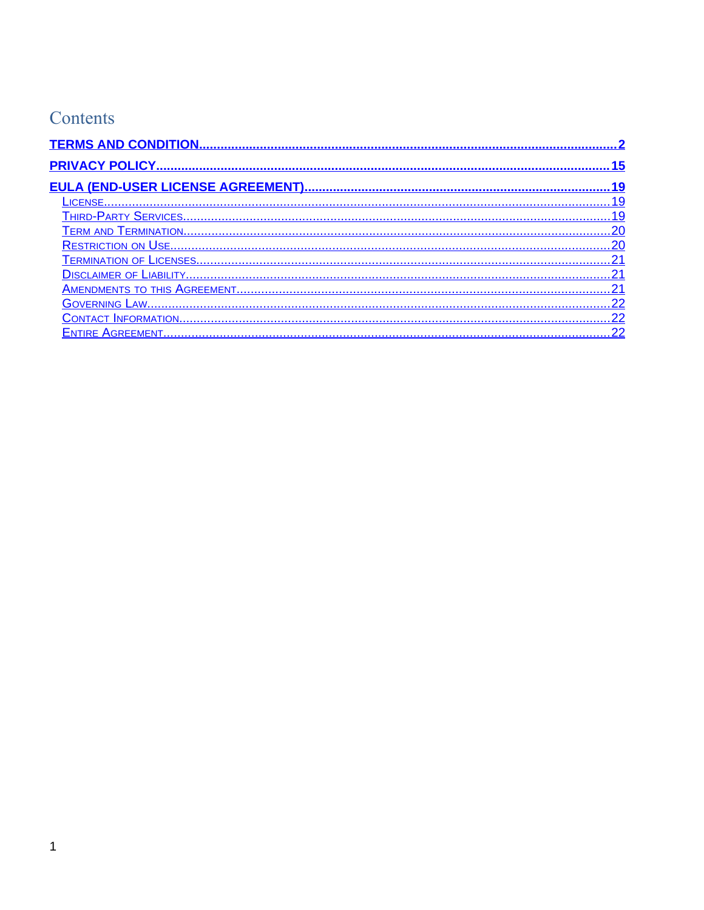# Contents

[TERMS AND CONDITION](#) ..... 2

[PRIVACY POLICY](#) ..... 15

[EULA (END-USER LICENSE AGREEMENT)](#) ..... 19

- [License](#) ..... 19
- [Third-Party Services](#) ..... 19
- [Term and Termination](#) ..... 20
- [Restriction on Use](#) ..... 20
- [Termination of Licenses](#) ..... 21
- [Disclaimer of Liability](#) ..... 21
- [Amendments to this Agreement](#) ..... 21
- [Governing Law](#) ..... 22
- [Contact Information](#) ..... 22
- [Entire Agreement](#) ..... 22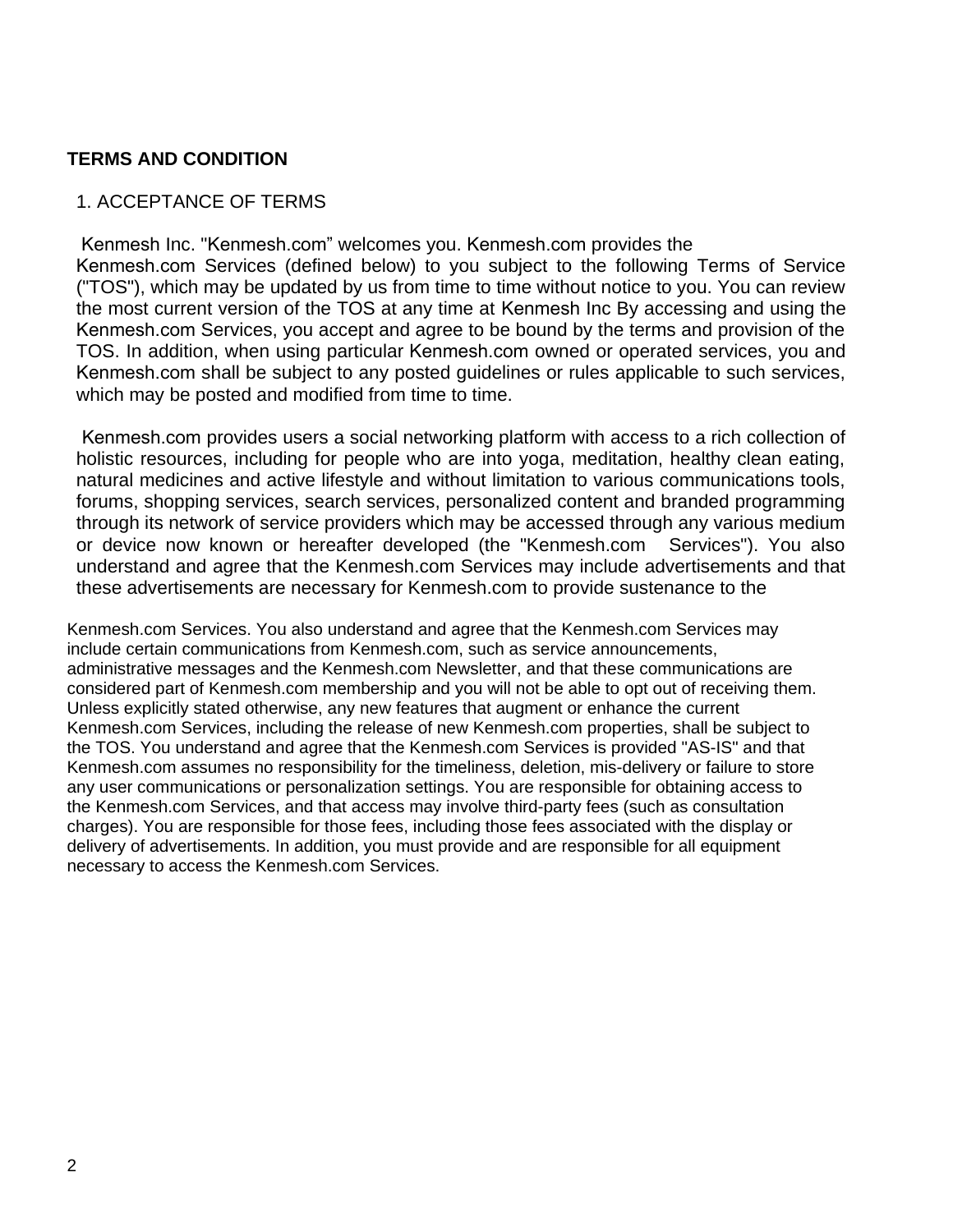**TERMS AND CONDITION**

1. ACCEPTANCE OF TERMS

Kenmesh Inc. "Kenmesh.com" welcomes you. Kenmesh.com provides the Kenmesh.com Services (defined below) to you subject to the following Terms of Service ("TOS"), which may be updated by us from time to time without notice to you. You can review the most current version of the TOS at any time at Kenmesh Inc By accessing and using the Kenmesh.com Services, you accept and agree to be bound by the terms and provision of the TOS. In addition, when using particular Kenmesh.com owned or operated services, you and Kenmesh.com shall be subject to any posted guidelines or rules applicable to such services, which may be posted and modified from time to time.

Kenmesh.com provides users a social networking platform with access to a rich collection of holistic resources, including for people who are into yoga, meditation, healthy clean eating, natural medicines and active lifestyle and without limitation to various communications tools, forums, shopping services, search services, personalized content and branded programming through its network of service providers which may be accessed through any various medium or device now known or hereafter developed (the "Kenmesh.com Services"). You also understand and agree that the Kenmesh.com Services may include advertisements and that these advertisements are necessary for Kenmesh.com to provide sustenance to the Kenmesh.com Services. You also understand and agree that the Kenmesh.com Services may include certain communications from Kenmesh.com, such as service announcements, administrative messages and the Kenmesh.com Newsletter, and that these communications are considered part of Kenmesh.com membership and you will not be able to opt out of receiving them. Unless explicitly stated otherwise, any new features that augment or enhance the current Kenmesh.com Services, including the release of new Kenmesh.com properties, shall be subject to the TOS. You understand and agree that the Kenmesh.com Services is provided "AS-IS" and that Kenmesh.com assumes no responsibility for the timeliness, deletion, mis-delivery or failure to store any user communications or personalization settings. You are responsible for obtaining access to the Kenmesh.com Services, and that access may involve third-party fees (such as consultation charges). You are responsible for those fees, including those fees associated with the display or delivery of advertisements. In addition, you must provide and are responsible for all equipment necessary to access the Kenmesh.com Services.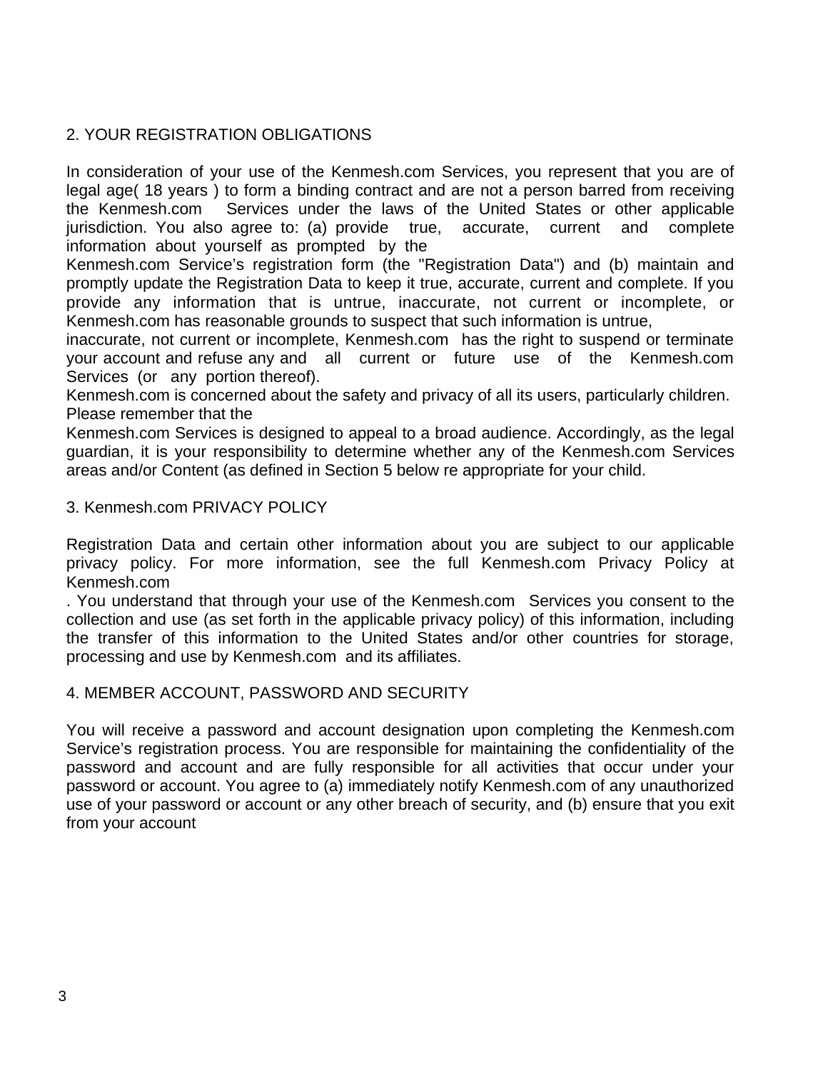## 2. YOUR REGISTRATION OBLIGATIONS

In consideration of your use of the Kenmesh.com Services, you represent that you are of legal age( 18 years ) to form a binding contract and are not a person barred from receiving the Kenmesh.com Services under the laws of the United States or other applicable jurisdiction. You also agree to: (a) provide true, accurate, current and complete information about yourself as prompted by the Kenmesh.com Service's registration form (the "Registration Data") and (b) maintain and promptly update the Registration Data to keep it true, accurate, current and complete. If you provide any information that is untrue, inaccurate, not current or incomplete, or Kenmesh.com has reasonable grounds to suspect that such information is untrue, inaccurate, not current or incomplete, Kenmesh.com has the right to suspend or terminate your account and refuse any and all current or future use of the Kenmesh.com Services (or any portion thereof).

Kenmesh.com is concerned about the safety and privacy of all its users, particularly children. Please remember that the Kenmesh.com Services is designed to appeal to a broad audience. Accordingly, as the legal guardian, it is your responsibility to determine whether any of the Kenmesh.com Services areas and/or Content (as defined in Section 5 below re appropriate for your child.

## 3. Kenmesh.com PRIVACY POLICY

Registration Data and certain other information about you are subject to our applicable privacy policy. For more information, see the full Kenmesh.com Privacy Policy at Kenmesh.com. You understand that through your use of the Kenmesh.com Services you consent to the collection and use (as set forth in the applicable privacy policy) of this information, including the transfer of this information to the United States and/or other countries for storage, processing and use by Kenmesh.com and its affiliates.

## 4. MEMBER ACCOUNT, PASSWORD AND SECURITY

You will receive a password and account designation upon completing the Kenmesh.com Service's registration process. You are responsible for maintaining the confidentiality of the password and account and are fully responsible for all activities that occur under your password or account. You agree to (a) immediately notify Kenmesh.com of any unauthorized use of your password or account or any other breach of security, and (b) ensure that you exit from your account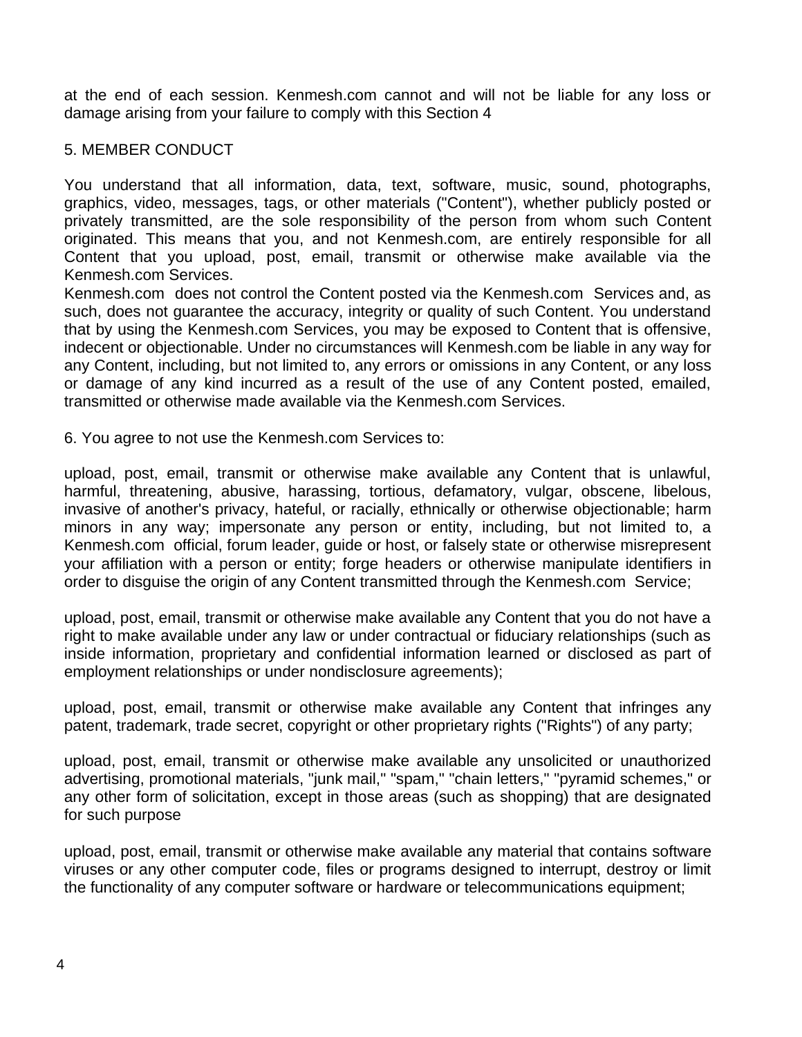at the end of each session. Kenmesh.com cannot and will not be liable for any loss or damage arising from your failure to comply with this Section 4

## 5. MEMBER CONDUCT

You understand that all information, data, text, software, music, sound, photographs, graphics, video, messages, tags, or other materials ("Content"), whether publicly posted or privately transmitted, are the sole responsibility of the person from whom such Content originated. This means that you, and not Kenmesh.com, are entirely responsible for all Content that you upload, post, email, transmit or otherwise make available via the Kenmesh.com Services.
Kenmesh.com does not control the Content posted via the Kenmesh.com Services and, as such, does not guarantee the accuracy, integrity or quality of such Content. You understand that by using the Kenmesh.com Services, you may be exposed to Content that is offensive, indecent or objectionable. Under no circumstances will Kenmesh.com be liable in any way for any Content, including, but not limited to, any errors or omissions in any Content, or any loss or damage of any kind incurred as a result of the use of any Content posted, emailed, transmitted or otherwise made available via the Kenmesh.com Services.

6. You agree to not use the Kenmesh.com Services to:

upload, post, email, transmit or otherwise make available any Content that is unlawful, harmful, threatening, abusive, harassing, tortious, defamatory, vulgar, obscene, libelous, invasive of another's privacy, hateful, or racially, ethnically or otherwise objectionable; harm minors in any way; impersonate any person or entity, including, but not limited to, a Kenmesh.com official, forum leader, guide or host, or falsely state or otherwise misrepresent your affiliation with a person or entity; forge headers or otherwise manipulate identifiers in order to disguise the origin of any Content transmitted through the Kenmesh.com Service;

upload, post, email, transmit or otherwise make available any Content that you do not have a right to make available under any law or under contractual or fiduciary relationships (such as inside information, proprietary and confidential information learned or disclosed as part of employment relationships or under nondisclosure agreements);

upload, post, email, transmit or otherwise make available any Content that infringes any patent, trademark, trade secret, copyright or other proprietary rights ("Rights") of any party;

upload, post, email, transmit or otherwise make available any unsolicited or unauthorized advertising, promotional materials, "junk mail," "spam," "chain letters," "pyramid schemes," or any other form of solicitation, except in those areas (such as shopping) that are designated for such purpose

upload, post, email, transmit or otherwise make available any material that contains software viruses or any other computer code, files or programs designed to interrupt, destroy or limit the functionality of any computer software or hardware or telecommunications equipment;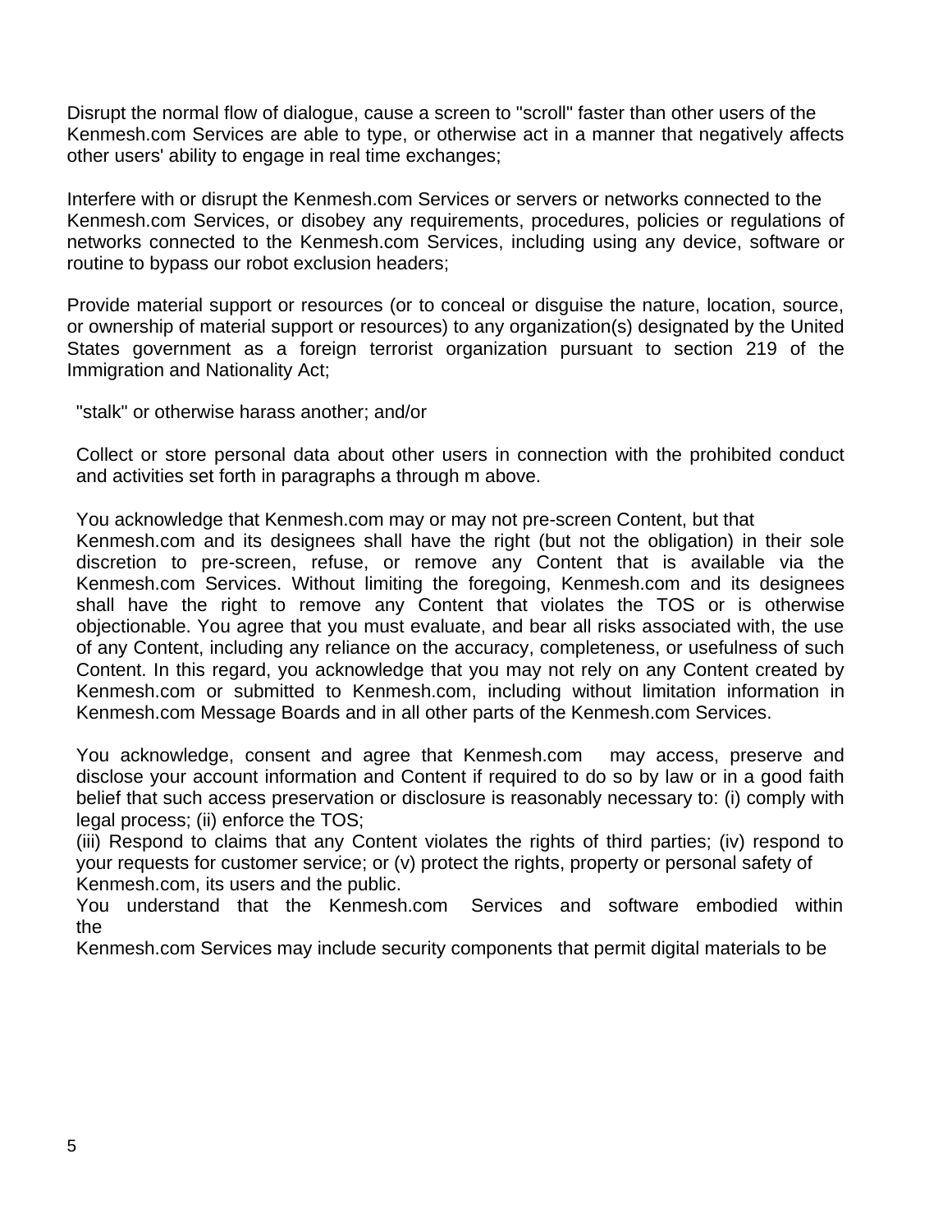Disrupt the normal flow of dialogue, cause a screen to "scroll" faster than other users of the Kenmesh.com Services are able to type, or otherwise act in a manner that negatively affects other users' ability to engage in real time exchanges;

Interfere with or disrupt the Kenmesh.com Services or servers or networks connected to the Kenmesh.com Services, or disobey any requirements, procedures, policies or regulations of networks connected to the Kenmesh.com Services, including using any device, software or routine to bypass our robot exclusion headers;

Provide material support or resources (or to conceal or disguise the nature, location, source, or ownership of material support or resources) to any organization(s) designated by the United States government as a foreign terrorist organization pursuant to section 219 of the Immigration and Nationality Act;

"stalk" or otherwise harass another; and/or

Collect or store personal data about other users in connection with the prohibited conduct and activities set forth in paragraphs a through m above.

You acknowledge that Kenmesh.com may or may not pre-screen Content, but that Kenmesh.com and its designees shall have the right (but not the obligation) in their sole discretion to pre-screen, refuse, or remove any Content that is available via the Kenmesh.com Services. Without limiting the foregoing, Kenmesh.com and its designees shall have the right to remove any Content that violates the TOS or is otherwise objectionable. You agree that you must evaluate, and bear all risks associated with, the use of any Content, including any reliance on the accuracy, completeness, or usefulness of such Content. In this regard, you acknowledge that you may not rely on any Content created by Kenmesh.com or submitted to Kenmesh.com, including without limitation information in Kenmesh.com Message Boards and in all other parts of the Kenmesh.com Services.

You acknowledge, consent and agree that Kenmesh.com may access, preserve and disclose your account information and Content if required to do so by law or in a good faith belief that such access preservation or disclosure is reasonably necessary to: (i) comply with legal process; (ii) enforce the TOS;
(iii) Respond to claims that any Content violates the rights of third parties; (iv) respond to your requests for customer service; or (v) protect the rights, property or personal safety of Kenmesh.com, its users and the public.
You understand that the Kenmesh.com Services and software embodied within the Kenmesh.com Services may include security components that permit digital materials to be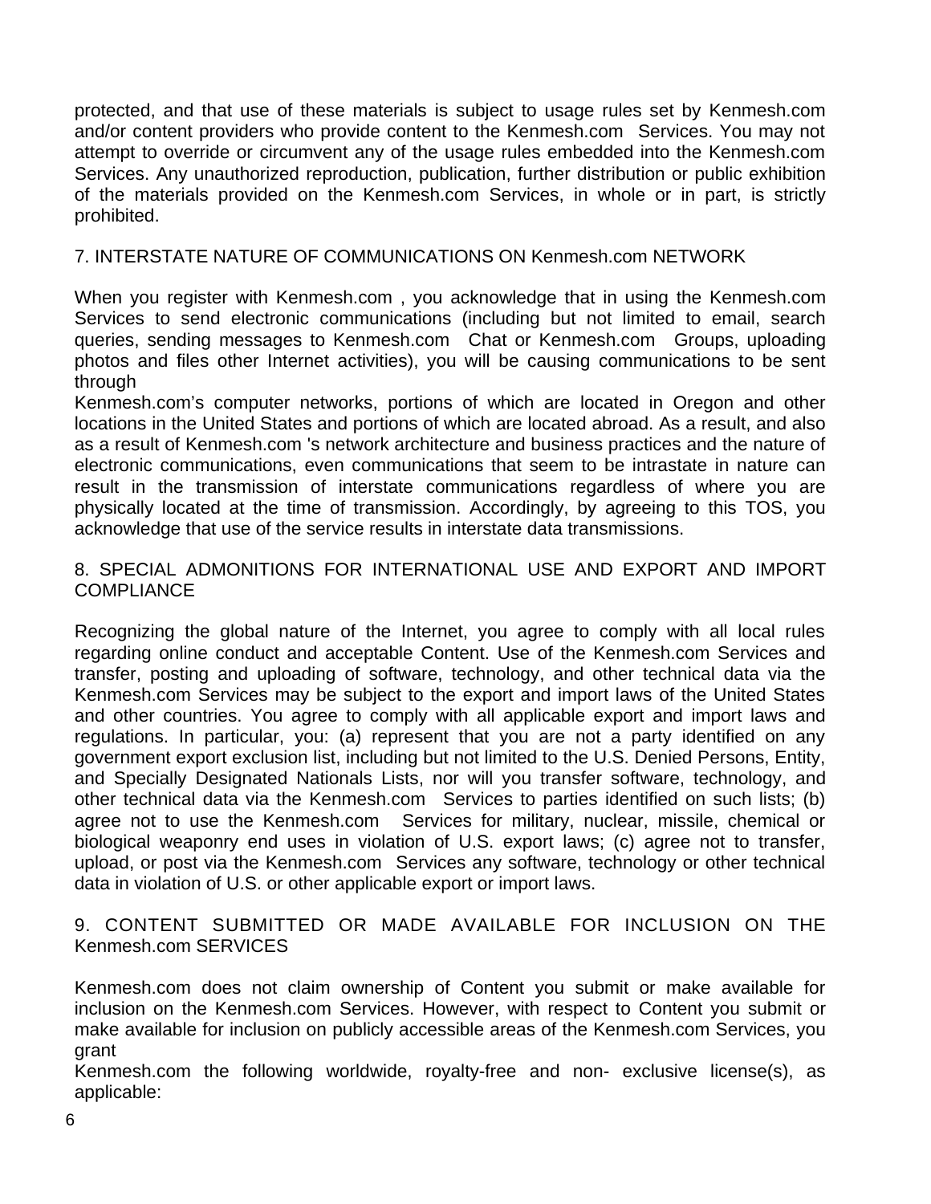protected, and that use of these materials is subject to usage rules set by Kenmesh.com and/or content providers who provide content to the Kenmesh.com Services. You may not attempt to override or circumvent any of the usage rules embedded into the Kenmesh.com Services. Any unauthorized reproduction, publication, further distribution or public exhibition of the materials provided on the Kenmesh.com Services, in whole or in part, is strictly prohibited.

## 7. INTERSTATE NATURE OF COMMUNICATIONS ON Kenmesh.com NETWORK

When you register with Kenmesh.com , you acknowledge that in using the Kenmesh.com Services to send electronic communications (including but not limited to email, search queries, sending messages to Kenmesh.com Chat or Kenmesh.com Groups, uploading photos and files other Internet activities), you will be causing communications to be sent through
Kenmesh.com's computer networks, portions of which are located in Oregon and other locations in the United States and portions of which are located abroad. As a result, and also as a result of Kenmesh.com 's network architecture and business practices and the nature of electronic communications, even communications that seem to be intrastate in nature can result in the transmission of interstate communications regardless of where you are physically located at the time of transmission. Accordingly, by agreeing to this TOS, you acknowledge that use of the service results in interstate data transmissions.

## 8. SPECIAL ADMONITIONS FOR INTERNATIONAL USE AND EXPORT AND IMPORT COMPLIANCE

Recognizing the global nature of the Internet, you agree to comply with all local rules regarding online conduct and acceptable Content. Use of the Kenmesh.com Services and transfer, posting and uploading of software, technology, and other technical data via the Kenmesh.com Services may be subject to the export and import laws of the United States and other countries. You agree to comply with all applicable export and import laws and regulations. In particular, you: (a) represent that you are not a party identified on any government export exclusion list, including but not limited to the U.S. Denied Persons, Entity, and Specially Designated Nationals Lists, nor will you transfer software, technology, and other technical data via the Kenmesh.com Services to parties identified on such lists; (b) agree not to use the Kenmesh.com Services for military, nuclear, missile, chemical or biological weaponry end uses in violation of U.S. export laws; (c) agree not to transfer, upload, or post via the Kenmesh.com Services any software, technology or other technical data in violation of U.S. or other applicable export or import laws.

## 9. CONTENT SUBMITTED OR MADE AVAILABLE FOR INCLUSION ON THE Kenmesh.com SERVICES

Kenmesh.com does not claim ownership of Content you submit or make available for inclusion on the Kenmesh.com Services. However, with respect to Content you submit or make available for inclusion on publicly accessible areas of the Kenmesh.com Services, you grant
Kenmesh.com the following worldwide, royalty-free and non- exclusive license(s), as applicable: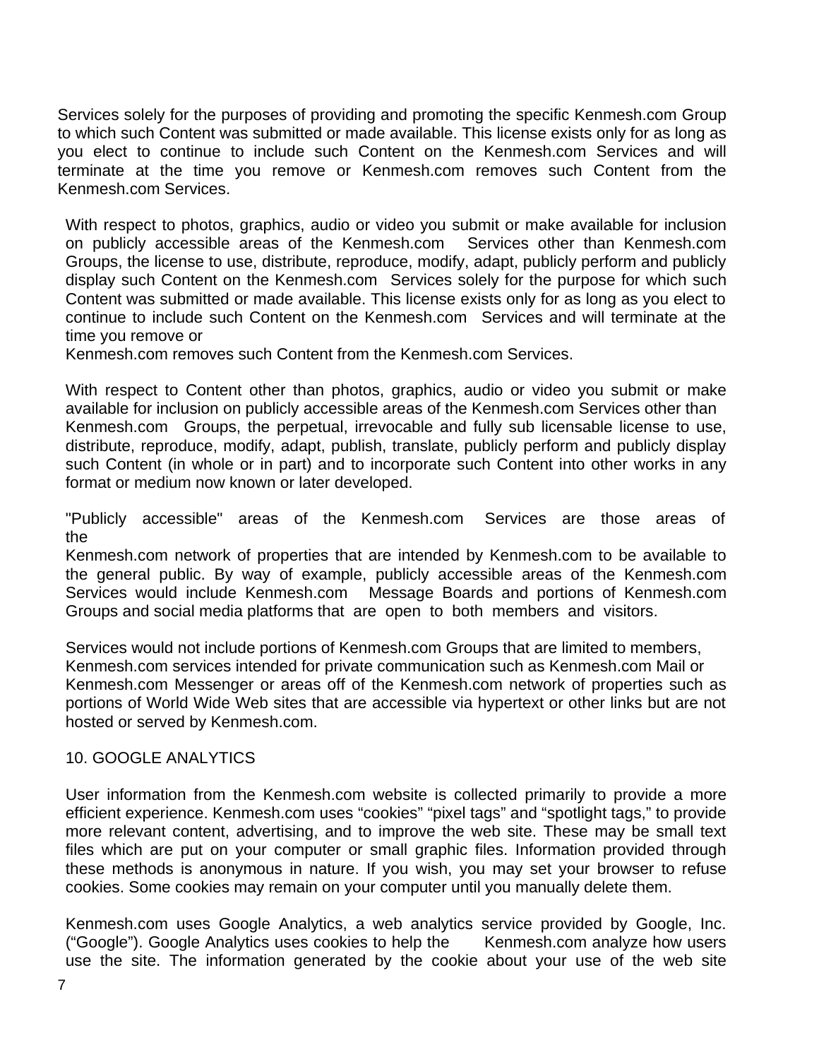Services solely for the purposes of providing and promoting the specific Kenmesh.com Group to which such Content was submitted or made available. This license exists only for as long as you elect to continue to include such Content on the Kenmesh.com Services and will terminate at the time you remove or Kenmesh.com removes such Content from the Kenmesh.com Services.

With respect to photos, graphics, audio or video you submit or make available for inclusion on publicly accessible areas of the Kenmesh.com Services other than Kenmesh.com Groups, the license to use, distribute, reproduce, modify, adapt, publicly perform and publicly display such Content on the Kenmesh.com Services solely for the purpose for which such Content was submitted or made available. This license exists only for as long as you elect to continue to include such Content on the Kenmesh.com Services and will terminate at the time you remove or Kenmesh.com removes such Content from the Kenmesh.com Services.

With respect to Content other than photos, graphics, audio or video you submit or make available for inclusion on publicly accessible areas of the Kenmesh.com Services other than Kenmesh.com Groups, the perpetual, irrevocable and fully sub licensable license to use, distribute, reproduce, modify, adapt, publish, translate, publicly perform and publicly display such Content (in whole or in part) and to incorporate such Content into other works in any format or medium now known or later developed.

"Publicly accessible" areas of the Kenmesh.com Services are those areas of the Kenmesh.com network of properties that are intended by Kenmesh.com to be available to the general public. By way of example, publicly accessible areas of the Kenmesh.com Services would include Kenmesh.com Message Boards and portions of Kenmesh.com Groups and social media platforms that are open to both members and visitors.

Services would not include portions of Kenmesh.com Groups that are limited to members, Kenmesh.com services intended for private communication such as Kenmesh.com Mail or Kenmesh.com Messenger or areas off of the Kenmesh.com network of properties such as portions of World Wide Web sites that are accessible via hypertext or other links but are not hosted or served by Kenmesh.com.

## 10. GOOGLE ANALYTICS

User information from the Kenmesh.com website is collected primarily to provide a more efficient experience. Kenmesh.com uses “cookies” “pixel tags” and “spotlight tags,” to provide more relevant content, advertising, and to improve the web site. These may be small text files which are put on your computer or small graphic files. Information provided through these methods is anonymous in nature. If you wish, you may set your browser to refuse cookies. Some cookies may remain on your computer until you manually delete them.

Kenmesh.com uses Google Analytics, a web analytics service provided by Google, Inc. (“Google”). Google Analytics uses cookies to help the Kenmesh.com analyze how users use the site. The information generated by the cookie about your use of the web site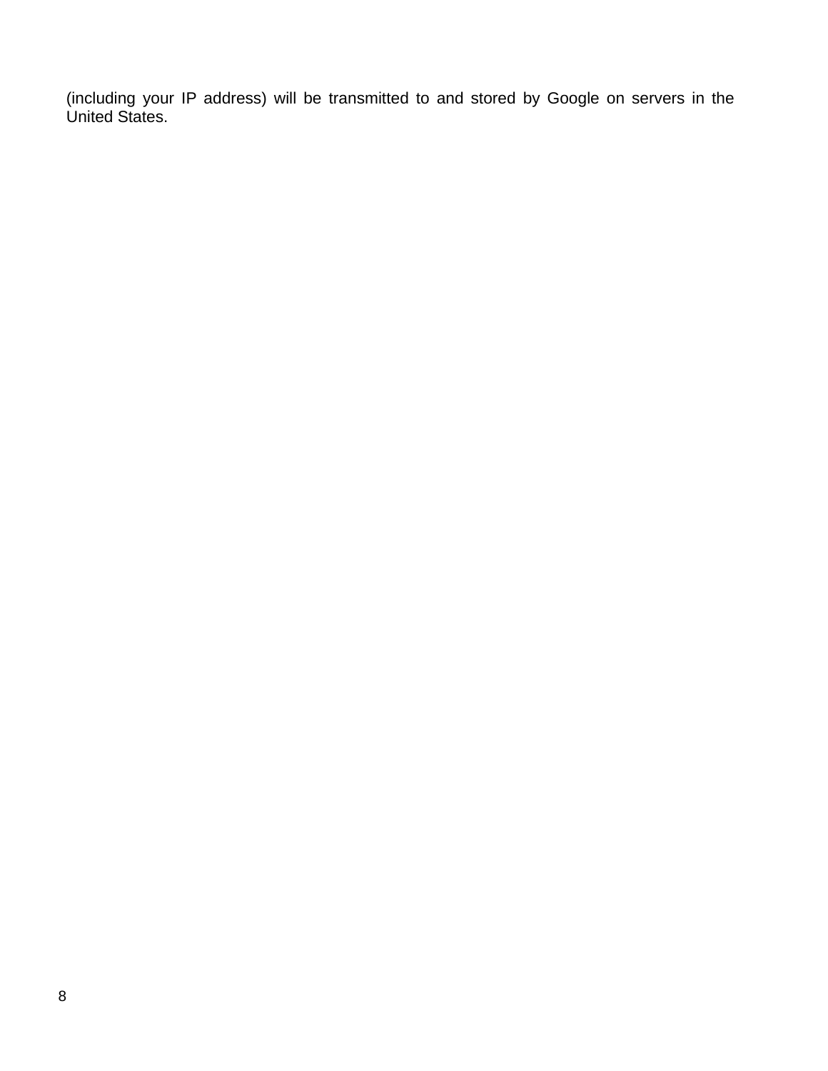(including your IP address) will be transmitted to and stored by Google on servers in the United States.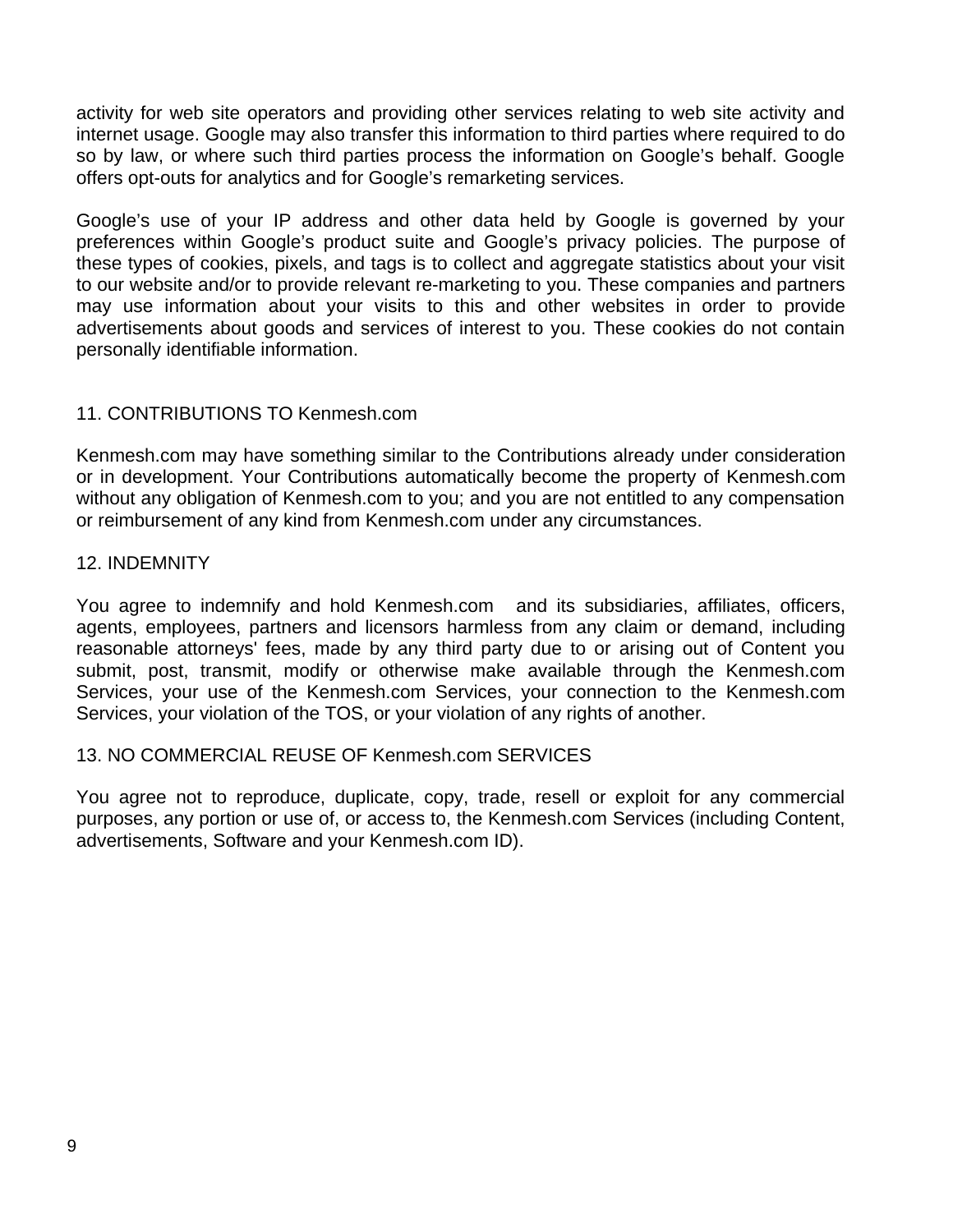activity for web site operators and providing other services relating to web site activity and internet usage. Google may also transfer this information to third parties where required to do so by law, or where such third parties process the information on Google's behalf. Google offers opt-outs for analytics and for Google's remarketing services.

Google's use of your IP address and other data held by Google is governed by your preferences within Google's product suite and Google's privacy policies. The purpose of these types of cookies, pixels, and tags is to collect and aggregate statistics about your visit to our website and/or to provide relevant re-marketing to you. These companies and partners may use information about your visits to this and other websites in order to provide advertisements about goods and services of interest to you. These cookies do not contain personally identifiable information.

## 11. CONTRIBUTIONS TO Kenmesh.com

Kenmesh.com may have something similar to the Contributions already under consideration or in development. Your Contributions automatically become the property of Kenmesh.com without any obligation of Kenmesh.com to you; and you are not entitled to any compensation or reimbursement of any kind from Kenmesh.com under any circumstances.

## 12. INDEMNITY

You agree to indemnify and hold Kenmesh.com and its subsidiaries, affiliates, officers, agents, employees, partners and licensors harmless from any claim or demand, including reasonable attorneys' fees, made by any third party due to or arising out of Content you submit, post, transmit, modify or otherwise make available through the Kenmesh.com Services, your use of the Kenmesh.com Services, your connection to the Kenmesh.com Services, your violation of the TOS, or your violation of any rights of another.

## 13. NO COMMERCIAL REUSE OF Kenmesh.com SERVICES

You agree not to reproduce, duplicate, copy, trade, resell or exploit for any commercial purposes, any portion or use of, or access to, the Kenmesh.com Services (including Content, advertisements, Software and your Kenmesh.com ID).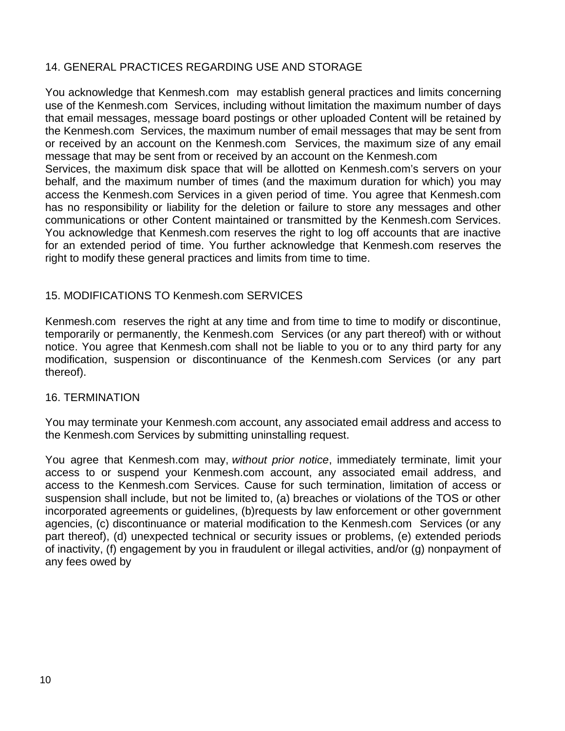## 14. GENERAL PRACTICES REGARDING USE AND STORAGE

You acknowledge that Kenmesh.com may establish general practices and limits concerning use of the Kenmesh.com Services, including without limitation the maximum number of days that email messages, message board postings or other uploaded Content will be retained by the Kenmesh.com Services, the maximum number of email messages that may be sent from or received by an account on the Kenmesh.com Services, the maximum size of any email message that may be sent from or received by an account on the Kenmesh.com Services, the maximum disk space that will be allotted on Kenmesh.com's servers on your behalf, and the maximum number of times (and the maximum duration for which) you may access the Kenmesh.com Services in a given period of time. You agree that Kenmesh.com has no responsibility or liability for the deletion or failure to store any messages and other communications or other Content maintained or transmitted by the Kenmesh.com Services. You acknowledge that Kenmesh.com reserves the right to log off accounts that are inactive for an extended period of time. You further acknowledge that Kenmesh.com reserves the right to modify these general practices and limits from time to time.

## 15. MODIFICATIONS TO Kenmesh.com SERVICES

Kenmesh.com reserves the right at any time and from time to time to modify or discontinue, temporarily or permanently, the Kenmesh.com Services (or any part thereof) with or without notice. You agree that Kenmesh.com shall not be liable to you or to any third party for any modification, suspension or discontinuance of the Kenmesh.com Services (or any part thereof).

## 16. TERMINATION

You may terminate your Kenmesh.com account, any associated email address and access to the Kenmesh.com Services by submitting uninstalling request.

You agree that Kenmesh.com may, *without prior notice*, immediately terminate, limit your access to or suspend your Kenmesh.com account, any associated email address, and access to the Kenmesh.com Services. Cause for such termination, limitation of access or suspension shall include, but not be limited to, (a) breaches or violations of the TOS or other incorporated agreements or guidelines, (b)requests by law enforcement or other government agencies, (c) discontinuance or material modification to the Kenmesh.com Services (or any part thereof), (d) unexpected technical or security issues or problems, (e) extended periods of inactivity, (f) engagement by you in fraudulent or illegal activities, and/or (g) nonpayment of any fees owed by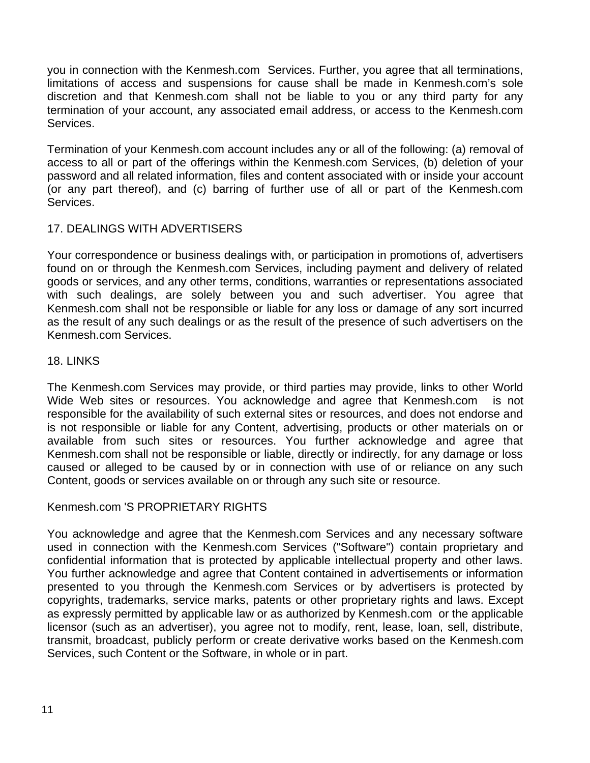you in connection with the Kenmesh.com Services. Further, you agree that all terminations, limitations of access and suspensions for cause shall be made in Kenmesh.com's sole discretion and that Kenmesh.com shall not be liable to you or any third party for any termination of your account, any associated email address, or access to the Kenmesh.com Services.

Termination of your Kenmesh.com account includes any or all of the following: (a) removal of access to all or part of the offerings within the Kenmesh.com Services, (b) deletion of your password and all related information, files and content associated with or inside your account (or any part thereof), and (c) barring of further use of all or part of the Kenmesh.com Services.

## 17. DEALINGS WITH ADVERTISERS

Your correspondence or business dealings with, or participation in promotions of, advertisers found on or through the Kenmesh.com Services, including payment and delivery of related goods or services, and any other terms, conditions, warranties or representations associated with such dealings, are solely between you and such advertiser. You agree that Kenmesh.com shall not be responsible or liable for any loss or damage of any sort incurred as the result of any such dealings or as the result of the presence of such advertisers on the Kenmesh.com Services.

## 18. LINKS

The Kenmesh.com Services may provide, or third parties may provide, links to other World Wide Web sites or resources. You acknowledge and agree that Kenmesh.com is not responsible for the availability of such external sites or resources, and does not endorse and is not responsible or liable for any Content, advertising, products or other materials on or available from such sites or resources. You further acknowledge and agree that Kenmesh.com shall not be responsible or liable, directly or indirectly, for any damage or loss caused or alleged to be caused by or in connection with use of or reliance on any such Content, goods or services available on or through any such site or resource.

## Kenmesh.com 'S PROPRIETARY RIGHTS

You acknowledge and agree that the Kenmesh.com Services and any necessary software used in connection with the Kenmesh.com Services ("Software") contain proprietary and confidential information that is protected by applicable intellectual property and other laws. You further acknowledge and agree that Content contained in advertisements or information presented to you through the Kenmesh.com Services or by advertisers is protected by copyrights, trademarks, service marks, patents or other proprietary rights and laws. Except as expressly permitted by applicable law or as authorized by Kenmesh.com or the applicable licensor (such as an advertiser), you agree not to modify, rent, lease, loan, sell, distribute, transmit, broadcast, publicly perform or create derivative works based on the Kenmesh.com Services, such Content or the Software, in whole or in part.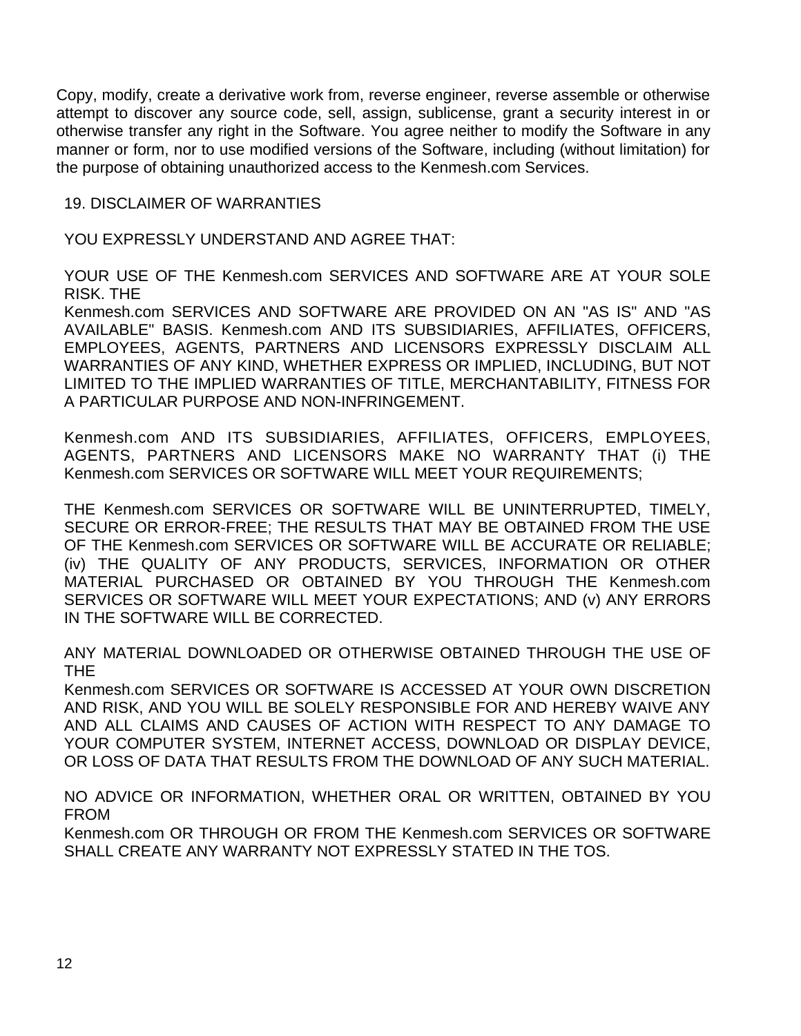Copy, modify, create a derivative work from, reverse engineer, reverse assemble or otherwise attempt to discover any source code, sell, assign, sublicense, grant a security interest in or otherwise transfer any right in the Software. You agree neither to modify the Software in any manner or form, nor to use modified versions of the Software, including (without limitation) for the purpose of obtaining unauthorized access to the Kenmesh.com Services.

## 19. DISCLAIMER OF WARRANTIES

YOU EXPRESSLY UNDERSTAND AND AGREE THAT:

YOUR USE OF THE Kenmesh.com SERVICES AND SOFTWARE ARE AT YOUR SOLE RISK. THE
Kenmesh.com SERVICES AND SOFTWARE ARE PROVIDED ON AN "AS IS" AND "AS AVAILABLE" BASIS. Kenmesh.com AND ITS SUBSIDIARIES, AFFILIATES, OFFICERS, EMPLOYEES, AGENTS, PARTNERS AND LICENSORS EXPRESSLY DISCLAIM ALL WARRANTIES OF ANY KIND, WHETHER EXPRESS OR IMPLIED, INCLUDING, BUT NOT LIMITED TO THE IMPLIED WARRANTIES OF TITLE, MERCHANTABILITY, FITNESS FOR A PARTICULAR PURPOSE AND NON-INFRINGEMENT.

Kenmesh.com AND ITS SUBSIDIARIES, AFFILIATES, OFFICERS, EMPLOYEES, AGENTS, PARTNERS AND LICENSORS MAKE NO WARRANTY THAT (i) THE Kenmesh.com SERVICES OR SOFTWARE WILL MEET YOUR REQUIREMENTS;

THE Kenmesh.com SERVICES OR SOFTWARE WILL BE UNINTERRUPTED, TIMELY, SECURE OR ERROR-FREE; THE RESULTS THAT MAY BE OBTAINED FROM THE USE OF THE Kenmesh.com SERVICES OR SOFTWARE WILL BE ACCURATE OR RELIABLE; (iv) THE QUALITY OF ANY PRODUCTS, SERVICES, INFORMATION OR OTHER MATERIAL PURCHASED OR OBTAINED BY YOU THROUGH THE Kenmesh.com SERVICES OR SOFTWARE WILL MEET YOUR EXPECTATIONS; AND (v) ANY ERRORS IN THE SOFTWARE WILL BE CORRECTED.

ANY MATERIAL DOWNLOADED OR OTHERWISE OBTAINED THROUGH THE USE OF THE
Kenmesh.com SERVICES OR SOFTWARE IS ACCESSED AT YOUR OWN DISCRETION AND RISK, AND YOU WILL BE SOLELY RESPONSIBLE FOR AND HEREBY WAIVE ANY AND ALL CLAIMS AND CAUSES OF ACTION WITH RESPECT TO ANY DAMAGE TO YOUR COMPUTER SYSTEM, INTERNET ACCESS, DOWNLOAD OR DISPLAY DEVICE, OR LOSS OF DATA THAT RESULTS FROM THE DOWNLOAD OF ANY SUCH MATERIAL.

NO ADVICE OR INFORMATION, WHETHER ORAL OR WRITTEN, OBTAINED BY YOU FROM
Kenmesh.com OR THROUGH OR FROM THE Kenmesh.com SERVICES OR SOFTWARE SHALL CREATE ANY WARRANTY NOT EXPRESSLY STATED IN THE TOS.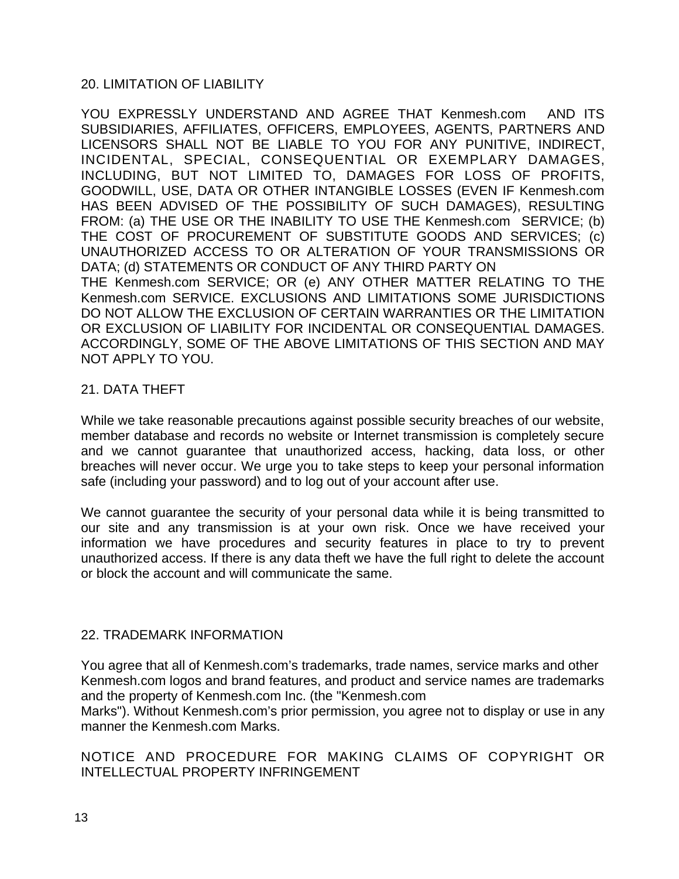## 20. LIMITATION OF LIABILITY

YOU EXPRESSLY UNDERSTAND AND AGREE THAT Kenmesh.com AND ITS SUBSIDIARIES, AFFILIATES, OFFICERS, EMPLOYEES, AGENTS, PARTNERS AND LICENSORS SHALL NOT BE LIABLE TO YOU FOR ANY PUNITIVE, INDIRECT, INCIDENTAL, SPECIAL, CONSEQUENTIAL OR EXEMPLARY DAMAGES, INCLUDING, BUT NOT LIMITED TO, DAMAGES FOR LOSS OF PROFITS, GOODWILL, USE, DATA OR OTHER INTANGIBLE LOSSES (EVEN IF Kenmesh.com HAS BEEN ADVISED OF THE POSSIBILITY OF SUCH DAMAGES), RESULTING FROM: (a) THE USE OR THE INABILITY TO USE THE Kenmesh.com SERVICE; (b) THE COST OF PROCUREMENT OF SUBSTITUTE GOODS AND SERVICES; (c) UNAUTHORIZED ACCESS TO OR ALTERATION OF YOUR TRANSMISSIONS OR DATA; (d) STATEMENTS OR CONDUCT OF ANY THIRD PARTY ON THE Kenmesh.com SERVICE; OR (e) ANY OTHER MATTER RELATING TO THE Kenmesh.com SERVICE. EXCLUSIONS AND LIMITATIONS SOME JURISDICTIONS DO NOT ALLOW THE EXCLUSION OF CERTAIN WARRANTIES OR THE LIMITATION OR EXCLUSION OF LIABILITY FOR INCIDENTAL OR CONSEQUENTIAL DAMAGES. ACCORDINGLY, SOME OF THE ABOVE LIMITATIONS OF THIS SECTION AND MAY NOT APPLY TO YOU.

## 21. DATA THEFT

While we take reasonable precautions against possible security breaches of our website, member database and records no website or Internet transmission is completely secure and we cannot guarantee that unauthorized access, hacking, data loss, or other breaches will never occur. We urge you to take steps to keep your personal information safe (including your password) and to log out of your account after use.

We cannot guarantee the security of your personal data while it is being transmitted to our site and any transmission is at your own risk. Once we have received your information we have procedures and security features in place to try to prevent unauthorized access. If there is any data theft we have the full right to delete the account or block the account and will communicate the same.

## 22. TRADEMARK INFORMATION

You agree that all of Kenmesh.com's trademarks, trade names, service marks and other Kenmesh.com logos and brand features, and product and service names are trademarks and the property of Kenmesh.com Inc. (the "Kenmesh.com Marks"). Without Kenmesh.com's prior permission, you agree not to display or use in any manner the Kenmesh.com Marks.

NOTICE AND PROCEDURE FOR MAKING CLAIMS OF COPYRIGHT OR INTELLECTUAL PROPERTY INFRINGEMENT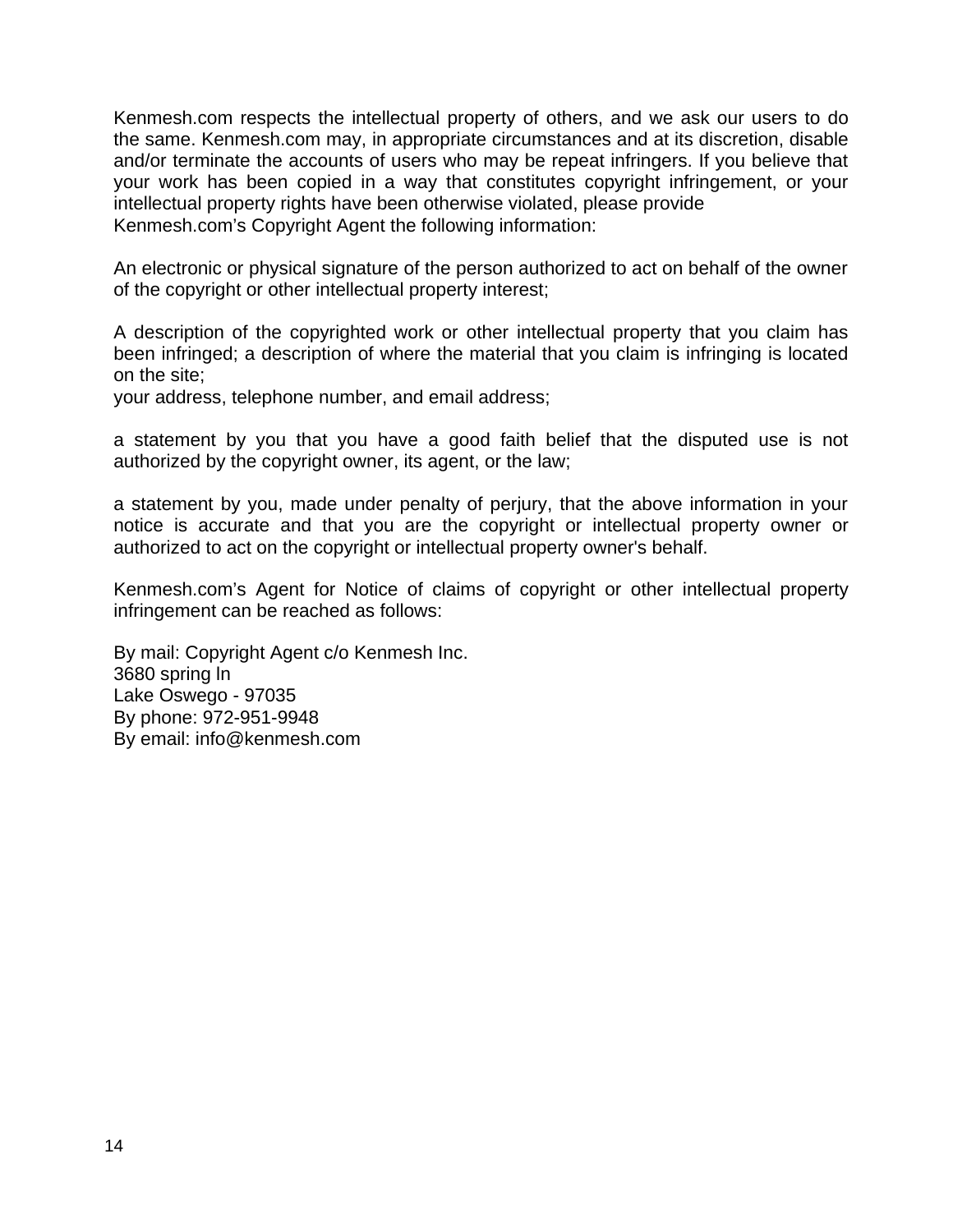Kenmesh.com respects the intellectual property of others, and we ask our users to do the same. Kenmesh.com may, in appropriate circumstances and at its discretion, disable and/or terminate the accounts of users who may be repeat infringers. If you believe that your work has been copied in a way that constitutes copyright infringement, or your intellectual property rights have been otherwise violated, please provide Kenmesh.com's Copyright Agent the following information:

An electronic or physical signature of the person authorized to act on behalf of the owner of the copyright or other intellectual property interest;

A description of the copyrighted work or other intellectual property that you claim has been infringed; a description of where the material that you claim is infringing is located on the site;
your address, telephone number, and email address;

a statement by you that you have a good faith belief that the disputed use is not authorized by the copyright owner, its agent, or the law;

a statement by you, made under penalty of perjury, that the above information in your notice is accurate and that you are the copyright or intellectual property owner or authorized to act on the copyright or intellectual property owner's behalf.

Kenmesh.com's Agent for Notice of claims of copyright or other intellectual property infringement can be reached as follows:

By mail: Copyright Agent c/o Kenmesh Inc.
3680 spring ln
Lake Oswego - 97035
By phone: 972-951-9948
By email: info@kenmesh.com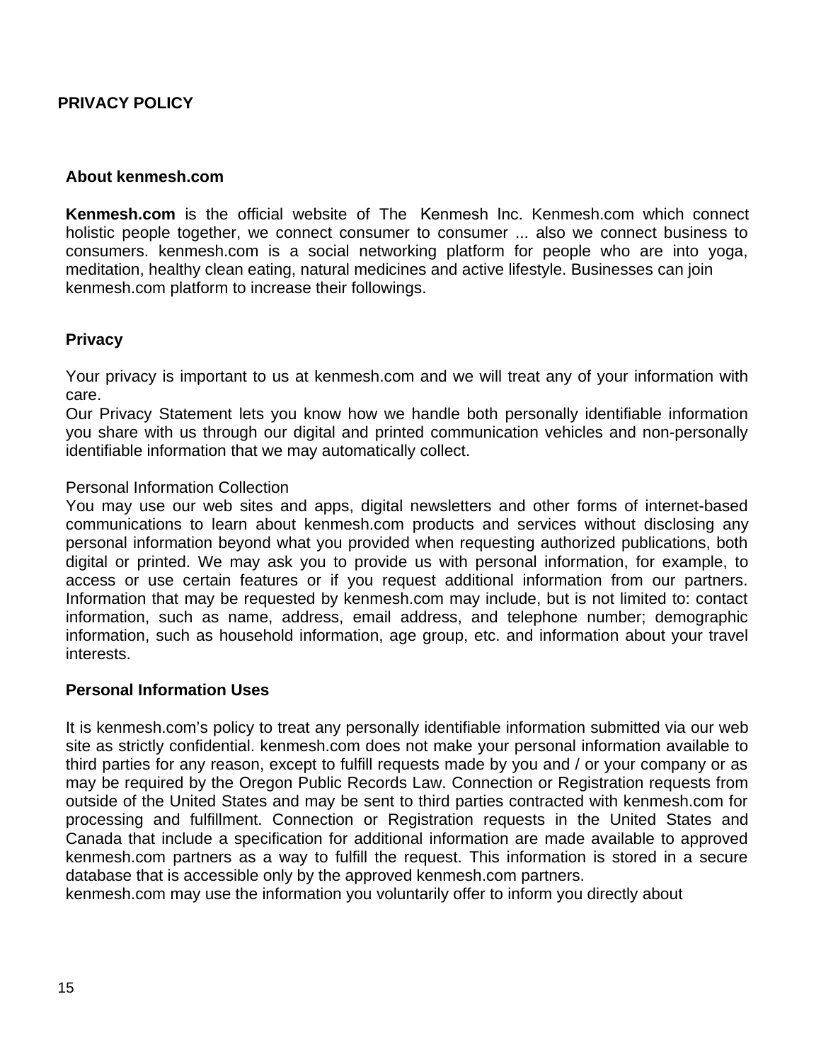# PRIVACY POLICY

## About kenmesh.com

**Kenmesh.com** is the official website of The Kenmesh Inc. Kenmesh.com which connect holistic people together, we connect consumer to consumer ... also we connect business to consumers. kenmesh.com is a social networking platform for people who are into yoga, meditation, healthy clean eating, natural medicines and active lifestyle. Businesses can join kenmesh.com platform to increase their followings.

## Privacy

Your privacy is important to us at kenmesh.com and we will treat any of your information with care.

Our Privacy Statement lets you know how we handle both personally identifiable information you share with us through our digital and printed communication vehicles and non-personally identifiable information that we may automatically collect.

Personal Information Collection

You may use our web sites and apps, digital newsletters and other forms of internet-based communications to learn about kenmesh.com products and services without disclosing any personal information beyond what you provided when requesting authorized publications, both digital or printed. We may ask you to provide us with personal information, for example, to access or use certain features or if you request additional information from our partners. Information that may be requested by kenmesh.com may include, but is not limited to: contact information, such as name, address, email address, and telephone number; demographic information, such as household information, age group, etc. and information about your travel interests.

## Personal Information Uses

It is kenmesh.com's policy to treat any personally identifiable information submitted via our web site as strictly confidential. kenmesh.com does not make your personal information available to third parties for any reason, except to fulfill requests made by you and / or your company or as may be required by the Oregon Public Records Law. Connection or Registration requests from outside of the United States and may be sent to third parties contracted with kenmesh.com for processing and fulfillment. Connection or Registration requests in the United States and Canada that include a specification for additional information are made available to approved kenmesh.com partners as a way to fulfill the request. This information is stored in a secure database that is accessible only by the approved kenmesh.com partners.

kenmesh.com may use the information you voluntarily offer to inform you directly about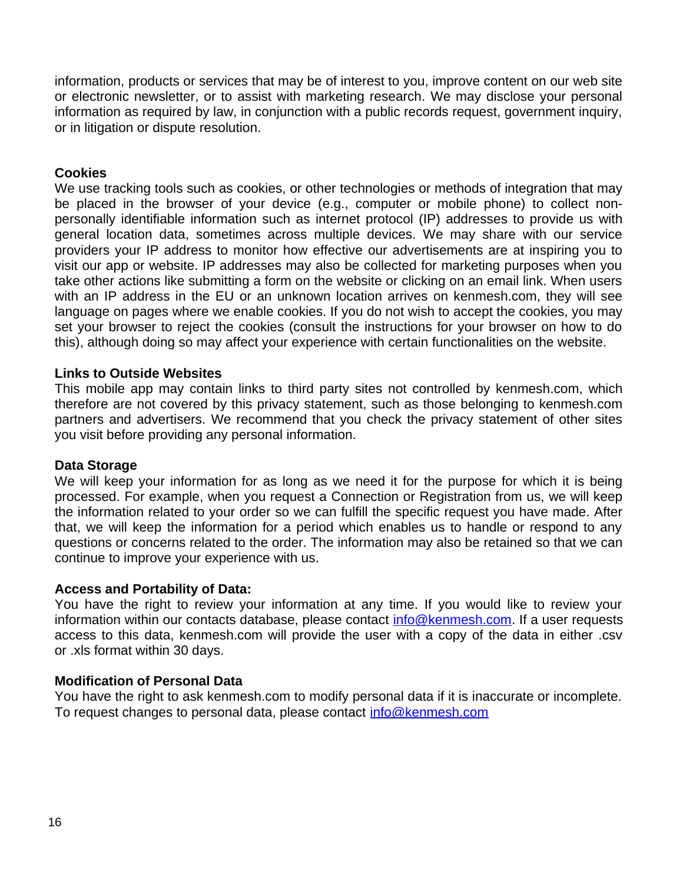information, products or services that may be of interest to you, improve content on our web site or electronic newsletter, or to assist with marketing research. We may disclose your personal information as required by law, in conjunction with a public records request, government inquiry, or in litigation or dispute resolution.

**Cookies**

We use tracking tools such as cookies, or other technologies or methods of integration that may be placed in the browser of your device (e.g., computer or mobile phone) to collect non-personally identifiable information such as internet protocol (IP) addresses to provide us with general location data, sometimes across multiple devices. We may share with our service providers your IP address to monitor how effective our advertisements are at inspiring you to visit our app or website. IP addresses may also be collected for marketing purposes when you take other actions like submitting a form on the website or clicking on an email link. When users with an IP address in the EU or an unknown location arrives on kenmesh.com, they will see language on pages where we enable cookies. If you do not wish to accept the cookies, you may set your browser to reject the cookies (consult the instructions for your browser on how to do this), although doing so may affect your experience with certain functionalities on the website.

**Links to Outside Websites**

This mobile app may contain links to third party sites not controlled by kenmesh.com, which therefore are not covered by this privacy statement, such as those belonging to kenmesh.com partners and advertisers. We recommend that you check the privacy statement of other sites you visit before providing any personal information.

**Data Storage**

We will keep your information for as long as we need it for the purpose for which it is being processed. For example, when you request a Connection or Registration from us, we will keep the information related to your order so we can fulfill the specific request you have made. After that, we will keep the information for a period which enables us to handle or respond to any questions or concerns related to the order. The information may also be retained so that we can continue to improve your experience with us.

**Access and Portability of Data:**

You have the right to review your information at any time. If you would like to review your information within our contacts database, please contact info@kenmesh.com. If a user requests access to this data, kenmesh.com will provide the user with a copy of the data in either .csv or .xls format within 30 days.

**Modification of Personal Data**

You have the right to ask kenmesh.com to modify personal data if it is inaccurate or incomplete. To request changes to personal data, please contact info@kenmesh.com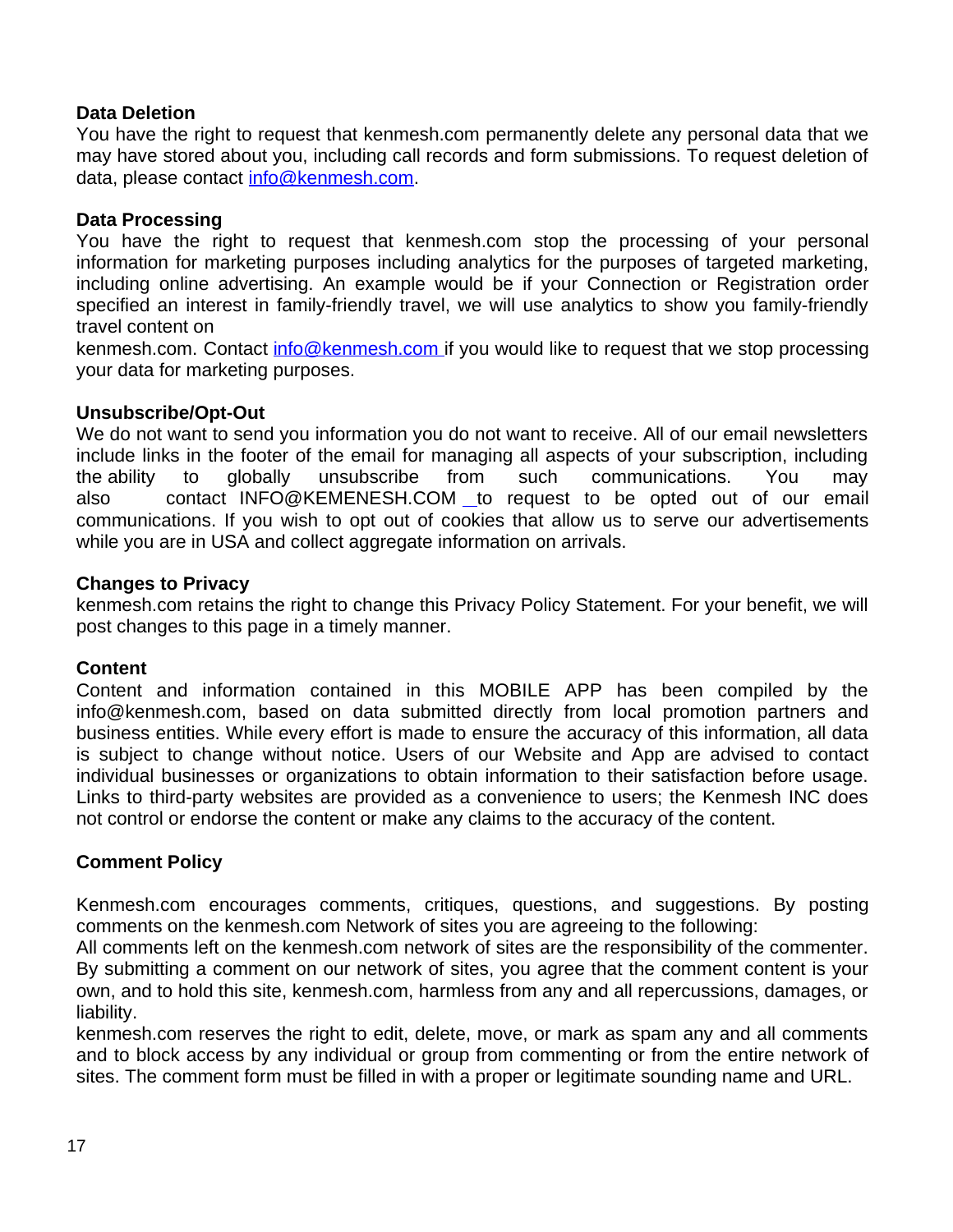**Data Deletion**
You have the right to request that kenmesh.com permanently delete any personal data that we may have stored about you, including call records and form submissions. To request deletion of data, please contact info@kenmesh.com.

**Data Processing**
You have the right to request that kenmesh.com stop the processing of your personal information for marketing purposes including analytics for the purposes of targeted marketing, including online advertising. An example would be if your Connection or Registration order specified an interest in family-friendly travel, we will use analytics to show you family-friendly travel content on
kenmesh.com. Contact info@kenmesh.com if you would like to request that we stop processing your data for marketing purposes.

**Unsubscribe/Opt-Out**
We do not want to send you information you do not want to receive. All of our email newsletters include links in the footer of the email for managing all aspects of your subscription, including the ability to globally unsubscribe from such communications. You may also contact INFO@KEMENESH.COM to request to be opted out of our email communications. If you wish to opt out of cookies that allow us to serve our advertisements while you are in USA and collect aggregate information on arrivals.

**Changes to Privacy**
kenmesh.com retains the right to change this Privacy Policy Statement. For your benefit, we will post changes to this page in a timely manner.

**Content**
Content and information contained in this MOBILE APP has been compiled by the info@kenmesh.com, based on data submitted directly from local promotion partners and business entities. While every effort is made to ensure the accuracy of this information, all data is subject to change without notice. Users of our Website and App are advised to contact individual businesses or organizations to obtain information to their satisfaction before usage. Links to third-party websites are provided as a convenience to users; the Kenmesh INC does not control or endorse the content or make any claims to the accuracy of the content.

**Comment Policy**

Kenmesh.com encourages comments, critiques, questions, and suggestions. By posting comments on the kenmesh.com Network of sites you are agreeing to the following:
All comments left on the kenmesh.com network of sites are the responsibility of the commenter. By submitting a comment on our network of sites, you agree that the comment content is your own, and to hold this site, kenmesh.com, harmless from any and all repercussions, damages, or liability.
kenmesh.com reserves the right to edit, delete, move, or mark as spam any and all comments and to block access by any individual or group from commenting or from the entire network of sites. The comment form must be filled in with a proper or legitimate sounding name and URL.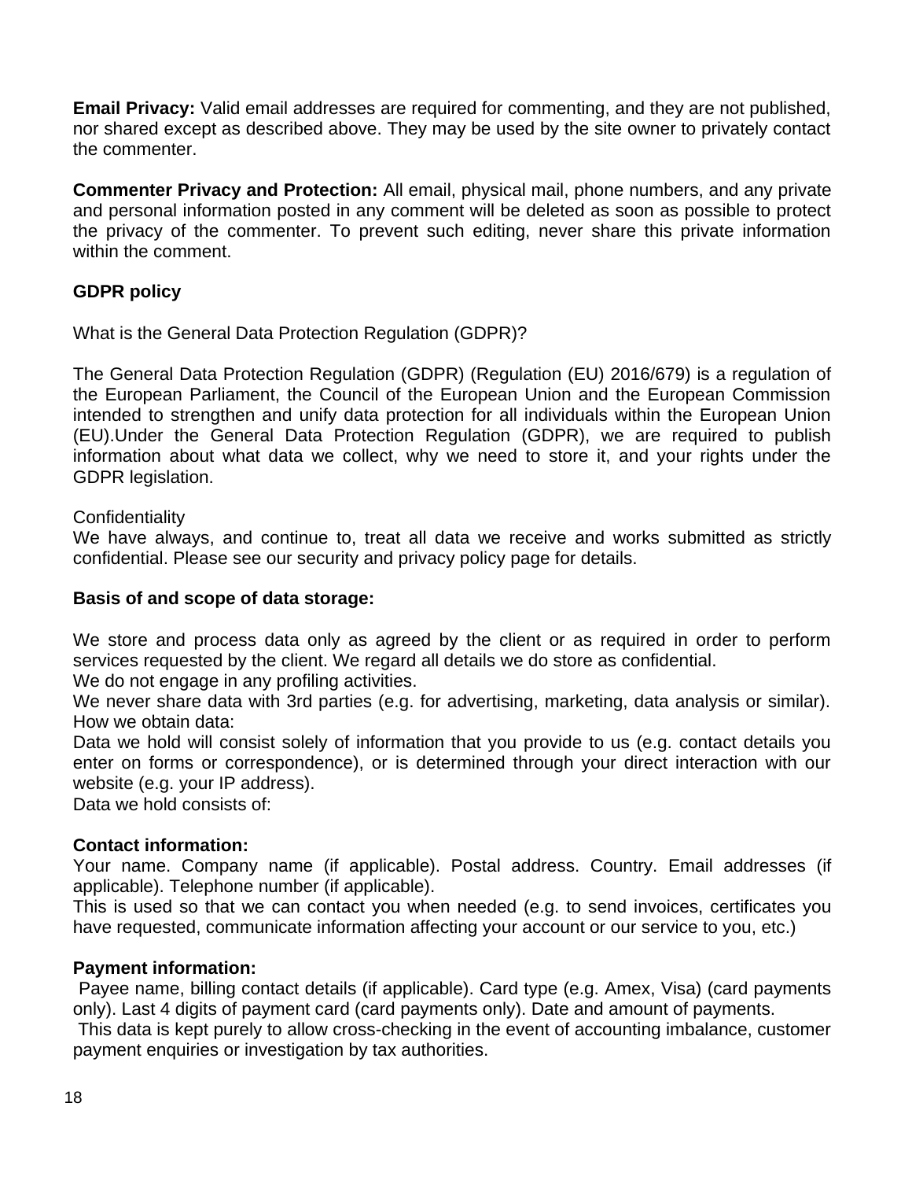**Email Privacy:** Valid email addresses are required for commenting, and they are not published, nor shared except as described above. They may be used by the site owner to privately contact the commenter.

**Commenter Privacy and Protection:** All email, physical mail, phone numbers, and any private and personal information posted in any comment will be deleted as soon as possible to protect the privacy of the commenter. To prevent such editing, never share this private information within the comment.

**GDPR policy**

What is the General Data Protection Regulation (GDPR)?

The General Data Protection Regulation (GDPR) (Regulation (EU) 2016/679) is a regulation of the European Parliament, the Council of the European Union and the European Commission intended to strengthen and unify data protection for all individuals within the European Union (EU).Under the General Data Protection Regulation (GDPR), we are required to publish information about what data we collect, why we need to store it, and your rights under the GDPR legislation.

Confidentiality
We have always, and continue to, treat all data we receive and works submitted as strictly confidential. Please see our security and privacy policy page for details.

**Basis of and scope of data storage:**

We store and process data only as agreed by the client or as required in order to perform services requested by the client. We regard all details we do store as confidential.
We do not engage in any profiling activities.
We never share data with 3rd parties (e.g. for advertising, marketing, data analysis or similar).
How we obtain data:
Data we hold will consist solely of information that you provide to us (e.g. contact details you enter on forms or correspondence), or is determined through your direct interaction with our website (e.g. your IP address).
Data we hold consists of:

**Contact information:**
Your name. Company name (if applicable). Postal address. Country. Email addresses (if applicable). Telephone number (if applicable).
This is used so that we can contact you when needed (e.g. to send invoices, certificates you have requested, communicate information affecting your account or our service to you, etc.)

**Payment information:**
Payee name, billing contact details (if applicable). Card type (e.g. Amex, Visa) (card payments only). Last 4 digits of payment card (card payments only). Date and amount of payments.
This data is kept purely to allow cross-checking in the event of accounting imbalance, customer payment enquiries or investigation by tax authorities.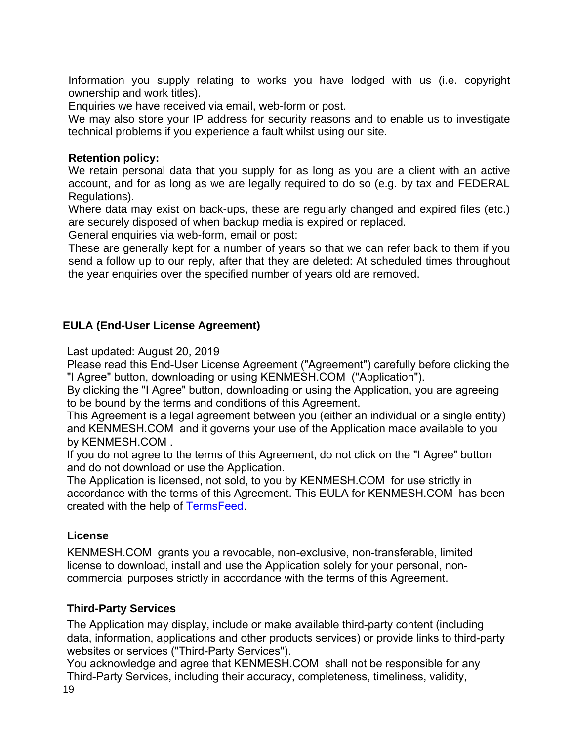Information you supply relating to works you have lodged with us (i.e. copyright ownership and work titles).

Enquiries we have received via email, web-form or post.

We may also store your IP address for security reasons and to enable us to investigate technical problems if you experience a fault whilst using our site.

**Retention policy:**

We retain personal data that you supply for as long as you are a client with an active account, and for as long as we are legally required to do so (e.g. by tax and FEDERAL Regulations).

Where data may exist on back-ups, these are regularly changed and expired files (etc.) are securely disposed of when backup media is expired or replaced.

General enquiries via web-form, email or post:

These are generally kept for a number of years so that we can refer back to them if you send a follow up to our reply, after that they are deleted: At scheduled times throughout the year enquiries over the specified number of years old are removed.

## EULA (End-User License Agreement)

Last updated: August 20, 2019

Please read this End-User License Agreement ("Agreement") carefully before clicking the "I Agree" button, downloading or using KENMESH.COM ("Application").

By clicking the "I Agree" button, downloading or using the Application, you are agreeing to be bound by the terms and conditions of this Agreement.

This Agreement is a legal agreement between you (either an individual or a single entity) and KENMESH.COM and it governs your use of the Application made available to you by KENMESH.COM .

If you do not agree to the terms of this Agreement, do not click on the "I Agree" button and do not download or use the Application.

The Application is licensed, not sold, to you by KENMESH.COM for use strictly in accordance with the terms of this Agreement. This EULA for KENMESH.COM has been created with the help of [TermsFeed](TermsFeed).

### License

KENMESH.COM grants you a revocable, non-exclusive, non-transferable, limited license to download, install and use the Application solely for your personal, non-commercial purposes strictly in accordance with the terms of this Agreement.

### Third-Party Services

The Application may display, include or make available third-party content (including data, information, applications and other products services) or provide links to third-party websites or services ("Third-Party Services").

You acknowledge and agree that KENMESH.COM shall not be responsible for any Third-Party Services, including their accuracy, completeness, timeliness, validity,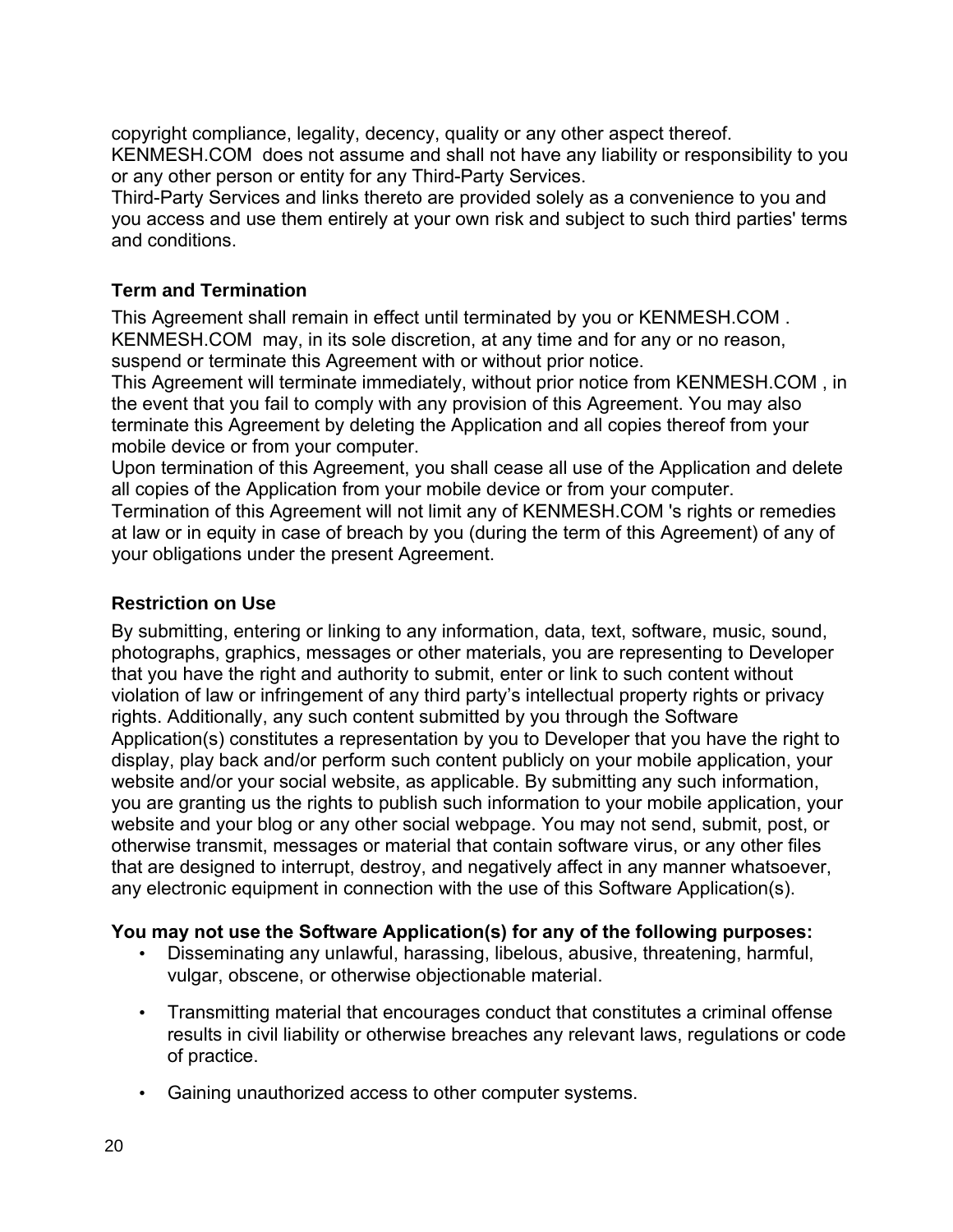copyright compliance, legality, decency, quality or any other aspect thereof. KENMESH.COM does not assume and shall not have any liability or responsibility to you or any other person or entity for any Third-Party Services.
Third-Party Services and links thereto are provided solely as a convenience to you and you access and use them entirely at your own risk and subject to such third parties' terms and conditions.

### Term and Termination

This Agreement shall remain in effect until terminated by you or KENMESH.COM . KENMESH.COM may, in its sole discretion, at any time and for any or no reason, suspend or terminate this Agreement with or without prior notice.
This Agreement will terminate immediately, without prior notice from KENMESH.COM , in the event that you fail to comply with any provision of this Agreement. You may also terminate this Agreement by deleting the Application and all copies thereof from your mobile device or from your computer.
Upon termination of this Agreement, you shall cease all use of the Application and delete all copies of the Application from your mobile device or from your computer.
Termination of this Agreement will not limit any of KENMESH.COM 's rights or remedies at law or in equity in case of breach by you (during the term of this Agreement) of any of your obligations under the present Agreement.

### Restriction on Use

By submitting, entering or linking to any information, data, text, software, music, sound, photographs, graphics, messages or other materials, you are representing to Developer that you have the right and authority to submit, enter or link to such content without violation of law or infringement of any third party's intellectual property rights or privacy rights. Additionally, any such content submitted by you through the Software Application(s) constitutes a representation by you to Developer that you have the right to display, play back and/or perform such content publicly on your mobile application, your website and/or your social website, as applicable. By submitting any such information, you are granting us the rights to publish such information to your mobile application, your website and your blog or any other social webpage. You may not send, submit, post, or otherwise transmit, messages or material that contain software virus, or any other files that are designed to interrupt, destroy, and negatively affect in any manner whatsoever, any electronic equipment in connection with the use of this Software Application(s).

**You may not use the Software Application(s) for any of the following purposes:**

- Disseminating any unlawful, harassing, libelous, abusive, threatening, harmful, vulgar, obscene, or otherwise objectionable material.
- Transmitting material that encourages conduct that constitutes a criminal offense results in civil liability or otherwise breaches any relevant laws, regulations or code of practice.
- Gaining unauthorized access to other computer systems.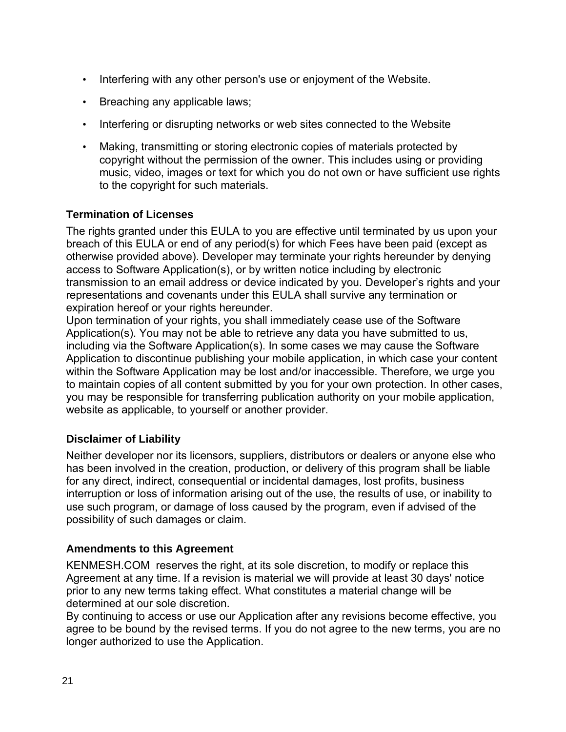- Interfering with any other person's use or enjoyment of the Website.
- Breaching any applicable laws;
- Interfering or disrupting networks or web sites connected to the Website
- Making, transmitting or storing electronic copies of materials protected by copyright without the permission of the owner. This includes using or providing music, video, images or text for which you do not own or have sufficient use rights to the copyright for such materials.

### Termination of Licenses

The rights granted under this EULA to you are effective until terminated by us upon your breach of this EULA or end of any period(s) for which Fees have been paid (except as otherwise provided above). Developer may terminate your rights hereunder by denying access to Software Application(s), or by written notice including by electronic transmission to an email address or device indicated by you. Developer's rights and your representations and covenants under this EULA shall survive any termination or expiration hereof or your rights hereunder.
Upon termination of your rights, you shall immediately cease use of the Software Application(s). You may not be able to retrieve any data you have submitted to us, including via the Software Application(s). In some cases we may cause the Software Application to discontinue publishing your mobile application, in which case your content within the Software Application may be lost and/or inaccessible. Therefore, we urge you to maintain copies of all content submitted by you for your own protection. In other cases, you may be responsible for transferring publication authority on your mobile application, website as applicable, to yourself or another provider.

### Disclaimer of Liability

Neither developer nor its licensors, suppliers, distributors or dealers or anyone else who has been involved in the creation, production, or delivery of this program shall be liable for any direct, indirect, consequential or incidental damages, lost profits, business interruption or loss of information arising out of the use, the results of use, or inability to use such program, or damage of loss caused by the program, even if advised of the possibility of such damages or claim.

### Amendments to this Agreement

KENMESH.COM reserves the right, at its sole discretion, to modify or replace this Agreement at any time. If a revision is material we will provide at least 30 days' notice prior to any new terms taking effect. What constitutes a material change will be determined at our sole discretion.
By continuing to access or use our Application after any revisions become effective, you agree to be bound by the revised terms. If you do not agree to the new terms, you are no longer authorized to use the Application.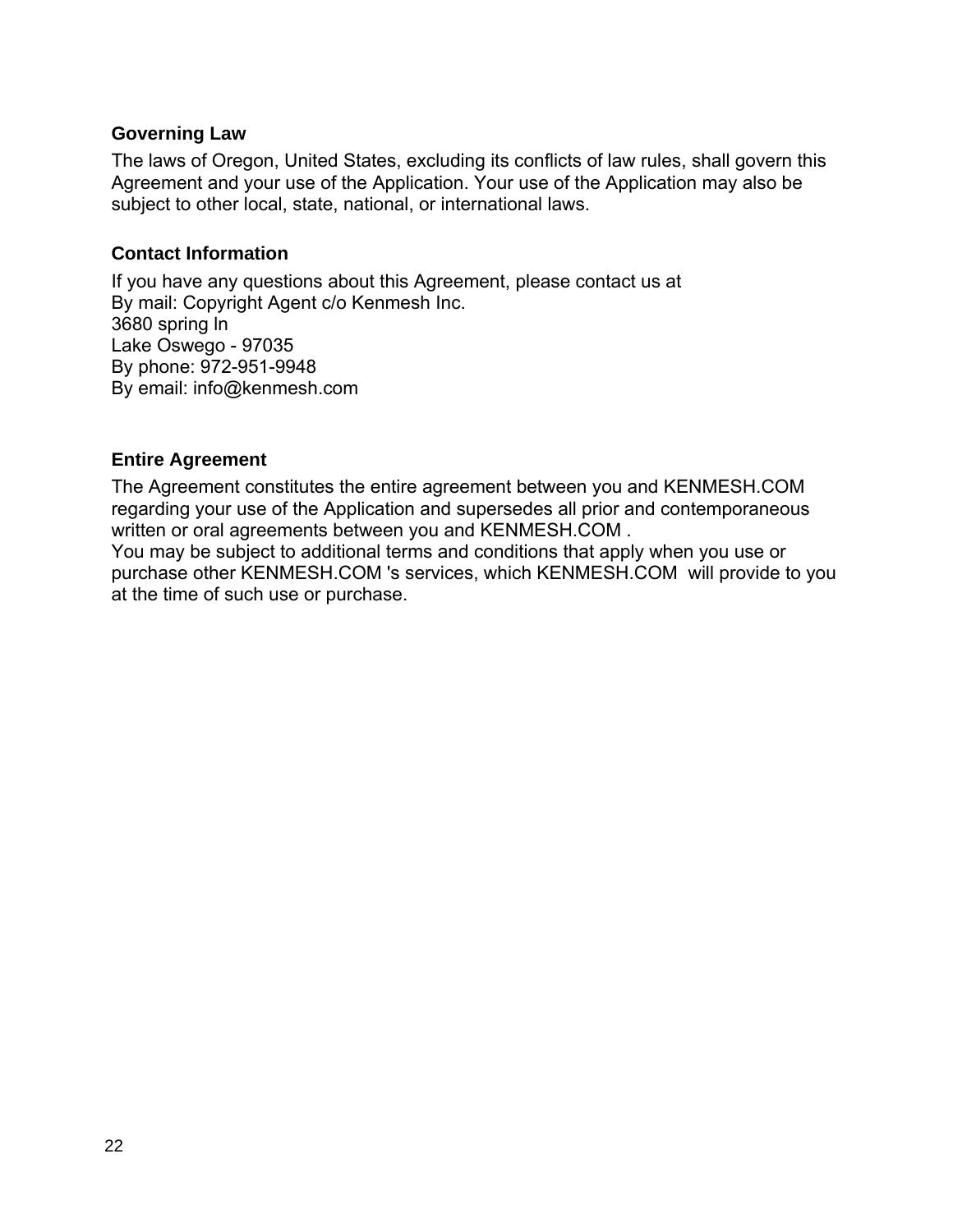## Governing Law

The laws of Oregon, United States, excluding its conflicts of law rules, shall govern this Agreement and your use of the Application. Your use of the Application may also be subject to other local, state, national, or international laws.

## Contact Information

If you have any questions about this Agreement, please contact us at
By mail: Copyright Agent c/o Kenmesh Inc.
3680 spring ln
Lake Oswego - 97035
By phone: 972-951-9948
By email: info@kenmesh.com

## Entire Agreement

The Agreement constitutes the entire agreement between you and KENMESH.COM regarding your use of the Application and supersedes all prior and contemporaneous written or oral agreements between you and KENMESH.COM .
You may be subject to additional terms and conditions that apply when you use or purchase other KENMESH.COM 's services, which KENMESH.COM will provide to you at the time of such use or purchase.